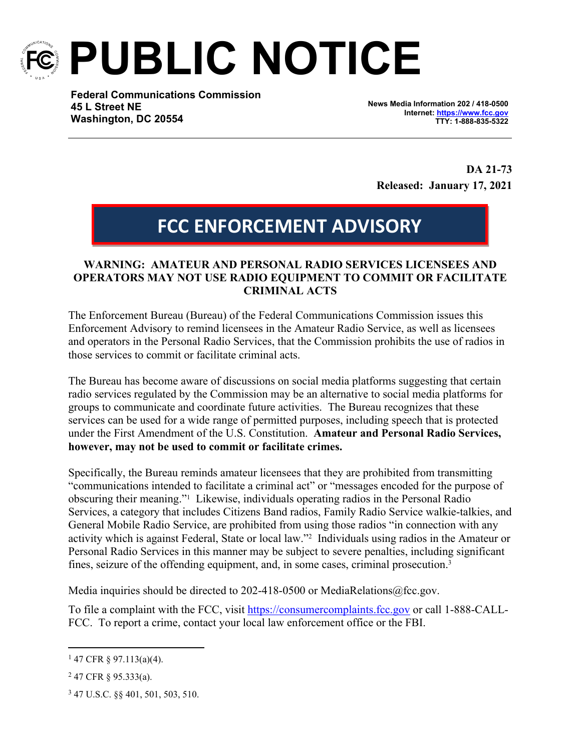# PUBLIC NOTICE

**Federal Communications Commission**
**45 L Street NE**
**Washington, DC 20554**

**News Media Information 202 / 418-0500**
**Internet: https://www.fcc.gov**
**TTY: 1-888-835-5322**

**DA 21-73**
**Released: January 17, 2021**

## FCC ENFORCEMENT ADVISORY

### WARNING: AMATEUR AND PERSONAL RADIO SERVICES LICENSEES AND OPERATORS MAY NOT USE RADIO EQUIPMENT TO COMMIT OR FACILITATE CRIMINAL ACTS

The Enforcement Bureau (Bureau) of the Federal Communications Commission issues this Enforcement Advisory to remind licensees in the Amateur Radio Service, as well as licensees and operators in the Personal Radio Services, that the Commission prohibits the use of radios in those services to commit or facilitate criminal acts.

The Bureau has become aware of discussions on social media platforms suggesting that certain radio services regulated by the Commission may be an alternative to social media platforms for groups to communicate and coordinate future activities. The Bureau recognizes that these services can be used for a wide range of permitted purposes, including speech that is protected under the First Amendment of the U.S. Constitution. **Amateur and Personal Radio Services, however, may not be used to commit or facilitate crimes.**

Specifically, the Bureau reminds amateur licensees that they are prohibited from transmitting "communications intended to facilitate a criminal act" or "messages encoded for the purpose of obscuring their meaning."[1] Likewise, individuals operating radios in the Personal Radio Services, a category that includes Citizens Band radios, Family Radio Service walkie-talkies, and General Mobile Radio Service, are prohibited from using those radios "in connection with any activity which is against Federal, State or local law."[2] Individuals using radios in the Amateur or Personal Radio Services in this manner may be subject to severe penalties, including significant fines, seizure of the offending equipment, and, in some cases, criminal prosecution.[3]

Media inquiries should be directed to 202-418-0500 or MediaRelations@fcc.gov.

To file a complaint with the FCC, visit https://consumercomplaints.fcc.gov or call 1-888-CALL-FCC. To report a crime, contact your local law enforcement office or the FBI.

---

[1] 47 CFR § 97.113(a)(4).

[2] 47 CFR § 95.333(a).

[3] 47 U.S.C. §§ 401, 501, 503, 510.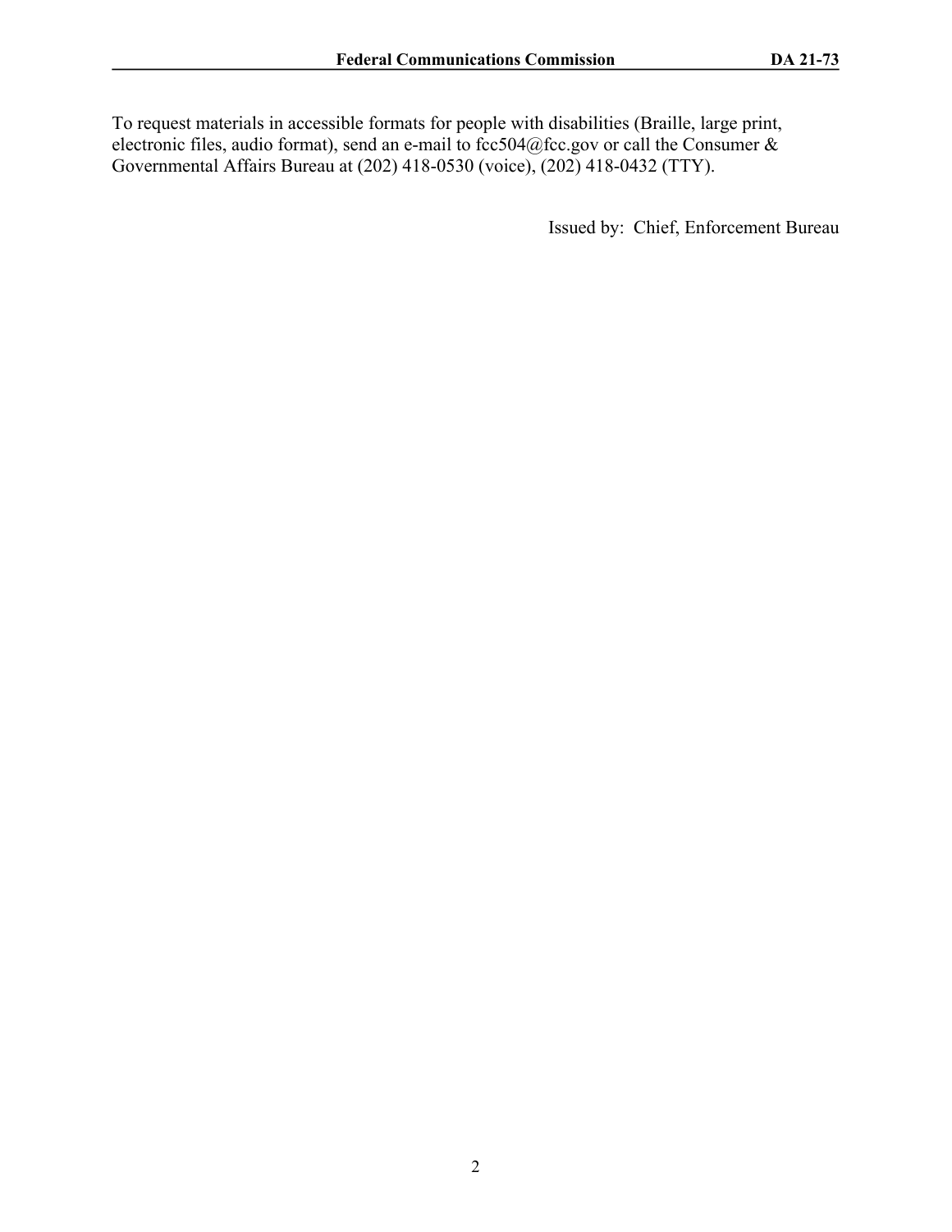To request materials in accessible formats for people with disabilities (Braille, large print, electronic files, audio format), send an e-mail to fcc504@fcc.gov or call the Consumer & Governmental Affairs Bureau at (202) 418-0530 (voice), (202) 418-0432 (TTY).

Issued by: Chief, Enforcement Bureau